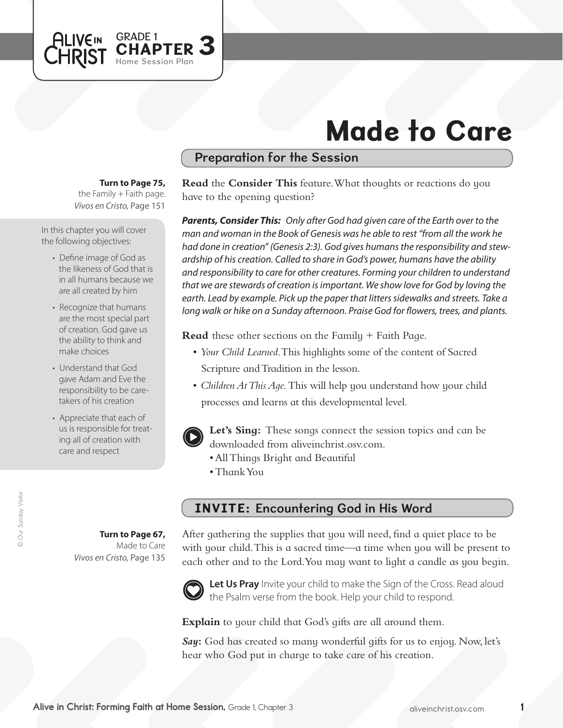GRADE 1 **CHAPTER 3** Home Session Plan

# Made to Care

## Preparation for the Session

**Turn to Page 75,** the Family + Faith page. *Vivos en Cristo,* Page 151

In this chapter you will cover the following objectives:

- Define image of God as the likeness of God that is in all humans because we are all created by him
- Recognize that humans are the most special part of creation. God gave us the ability to think and make choices
- Understand that God gave Adam and Eve the responsibility to be caretakers of his creation
- Appreciate that each of us is responsible for treating all of creation with care and respect

**Read** the **Consider This** feature. What thoughts or reactions do you have to the opening question?

***Parents, Consider This:*** *Only after God had given care of the Earth over to the man and woman in the Book of Genesis was he able to rest "from all the work he had done in creation" (Genesis 2:3). God gives humans the responsibility and stewardship of his creation. Called to share in God's power, humans have the ability and responsibility to care for other creatures. Forming your children to understand that we are stewards of creation is important. We show love for God by loving the earth. Lead by example. Pick up the paper that litters sidewalks and streets. Take a long walk or hike on a Sunday afternoon. Praise God for flowers, trees, and plants.*

**Read** these other sections on the Family + Faith Page.

- *Your Child Learned.* This highlights some of the content of Sacred Scripture and Tradition in the lesson.
- *Children At This Age.* This will help you understand how your child processes and learns at this developmental level.

**Let's Sing:** These songs connect the session topics and can be downloaded from aliveinchrist.osv.com.

- All Things Bright and Beautiful
- Thank You

## INVITE: Encountering God in His Word

**Turn to Page 67,** Made to Care *Vivos en Cristo,* Page 135

After gathering the supplies that you will need, find a quiet place to be with your child. This is a sacred time—a time when you will be present to each other and to the Lord. You may want to light a candle as you begin.

**Let Us Pray** Invite your child to make the Sign of the Cross. Read aloud the Psalm verse from the book. Help your child to respond.

**Explain** to your child that God's gifts are all around them.

***Say*****:** God has created so many wonderful gifts for us to enjoy. Now, let's hear who God put in charge to take care of his creation.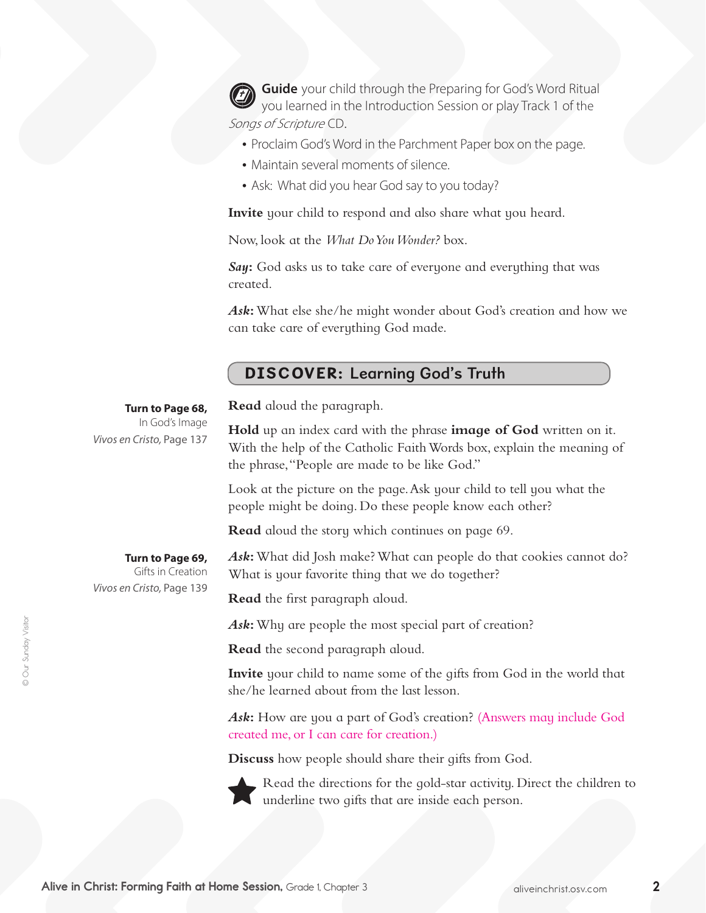**Guide** your child through the Preparing for God's Word Ritual you learned in the Introduction Session or play Track 1 of the *Songs of Scripture* CD.

- Proclaim God's Word in the Parchment Paper box on the page.
- Maintain several moments of silence.
- Ask: What did you hear God say to you today?

**Invite** your child to respond and also share what you heard.

Now, look at the *What Do You Wonder?* box.

***Say*:** God asks us to take care of everyone and everything that was created.

***Ask*:** What else she/he might wonder about God's creation and how we can take care of everything God made.

## DISCOVER: Learning God's Truth

**Turn to Page 68,**
In God's Image
*Vivos en Cristo*, Page 137

**Read** aloud the paragraph.

**Hold** up an index card with the phrase **image of God** written on it. With the help of the Catholic Faith Words box, explain the meaning of the phrase, "People are made to be like God."

Look at the picture on the page. Ask your child to tell you what the people might be doing. Do these people know each other?

**Read** aloud the story which continues on page 69.

**Turn to Page 69,**
Gifts in Creation
*Vivos en Cristo*, Page 139

***Ask*:** What did Josh make? What can people do that cookies cannot do? What is your favorite thing that we do together?

**Read** the first paragraph aloud.

***Ask*:** Why are people the most special part of creation?

**Read** the second paragraph aloud.

**Invite** your child to name some of the gifts from God in the world that she/he learned about from the last lesson.

***Ask*:** How are you a part of God's creation? (Answers may include God created me, or I can care for creation.)

**Discuss** how people should share their gifts from God.

★ Read the directions for the gold-star activity. Direct the children to underline two gifts that are inside each person.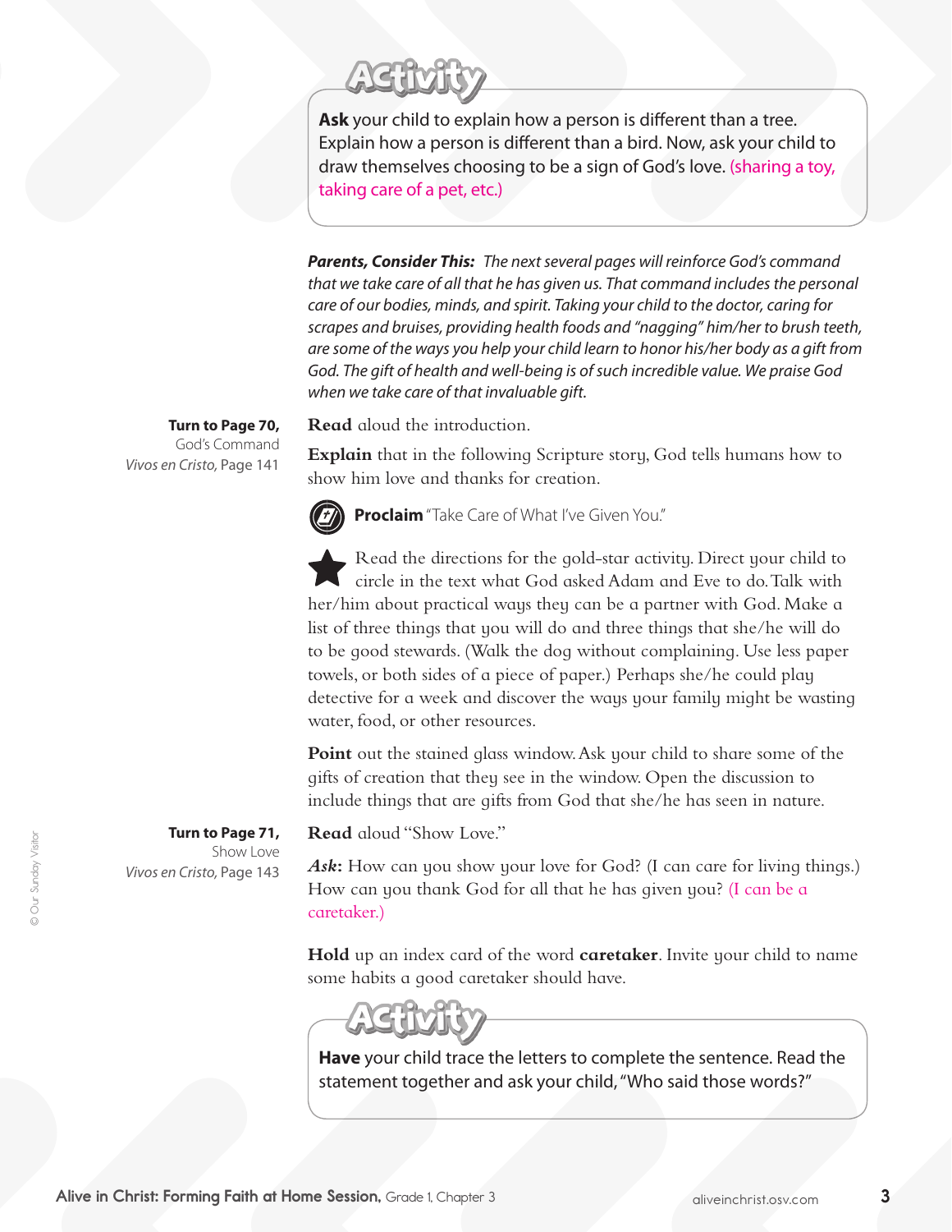## Activity

**Ask** your child to explain how a person is different than a tree. Explain how a person is different than a bird. Now, ask your child to draw themselves choosing to be a sign of God's love. (sharing a toy, taking care of a pet, etc.)

***Parents, Consider This:*** *The next several pages will reinforce God's command that we take care of all that he has given us. That command includes the personal care of our bodies, minds, and spirit. Taking your child to the doctor, caring for scrapes and bruises, providing health foods and "nagging" him/her to brush teeth, are some of the ways you help your child learn to honor his/her body as a gift from God. The gift of health and well-being is of such incredible value. We praise God when we take care of that invaluable gift.*

**Turn to Page 70,**
God's Command
*Vivos en Cristo,* Page 141

**Read** aloud the introduction.

**Explain** that in the following Scripture story, God tells humans how to show him love and thanks for creation.

**Proclaim** "Take Care of What I've Given You."

Read the directions for the gold-star activity. Direct your child to circle in the text what God asked Adam and Eve to do. Talk with her/him about practical ways they can be a partner with God. Make a list of three things that you will do and three things that she/he will do to be good stewards. (Walk the dog without complaining. Use less paper towels, or both sides of a piece of paper.) Perhaps she/he could play detective for a week and discover the ways your family might be wasting water, food, or other resources.

**Point** out the stained glass window. Ask your child to share some of the gifts of creation that they see in the window. Open the discussion to include things that are gifts from God that she/he has seen in nature.

**Turn to Page 71,**
Show Love
*Vivos en Cristo,* Page 143

**Read** aloud "Show Love."

***Ask*:** How can you show your love for God? (I can care for living things.) How can you thank God for all that he has given you? (I can be a caretaker.)

**Hold** up an index card of the word **caretaker**. Invite your child to name some habits a good caretaker should have.

## Activity

**Have** your child trace the letters to complete the sentence. Read the statement together and ask your child, "Who said those words?"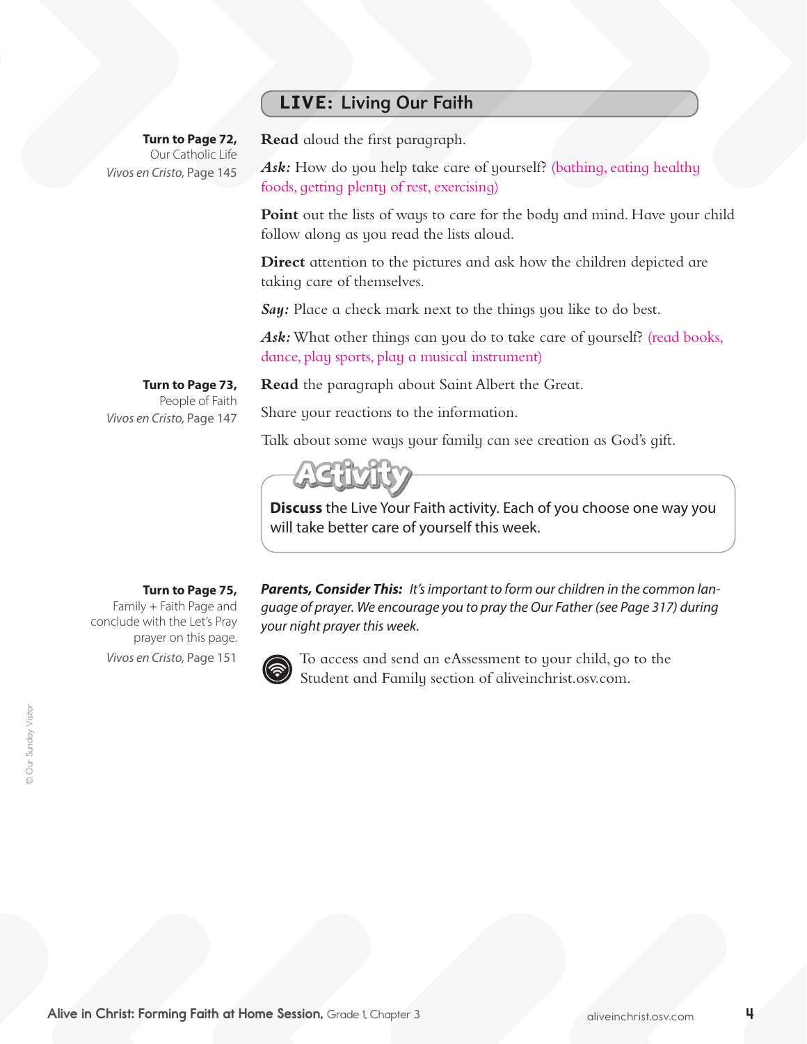## LIVE: Living Our Faith

**Turn to Page 72,**
Our Catholic Life
*Vivos en Cristo*, Page 145

**Read** aloud the first paragraph.

***Ask:*** How do you help take care of yourself? (bathing, eating healthy foods, getting plenty of rest, exercising)

**Point** out the lists of ways to care for the body and mind. Have your child follow along as you read the lists aloud.

**Direct** attention to the pictures and ask how the children depicted are taking care of themselves.

***Say:*** Place a check mark next to the things you like to do best.

***Ask:*** What other things can you do to take care of yourself? (read books, dance, play sports, play a musical instrument)

**Turn to Page 73,**
People of Faith
*Vivos en Cristo*, Page 147

**Read** the paragraph about Saint Albert the Great.

Share your reactions to the information.

Talk about some ways your family can see creation as God's gift.

### Activity

**Discuss** the Live Your Faith activity. Each of you choose one way you will take better care of yourself this week.

**Turn to Page 75,**
Family + Faith Page and conclude with the Let's Pray prayer on this page.
*Vivos en Cristo*, Page 151

***Parents, Consider This:*** *It's important to form our children in the common language of prayer. We encourage you to pray the Our Father (see Page 317) during your night prayer this week.*

To access and send an eAssessment to your child, go to the Student and Family section of aliveinchrist.osv.com.